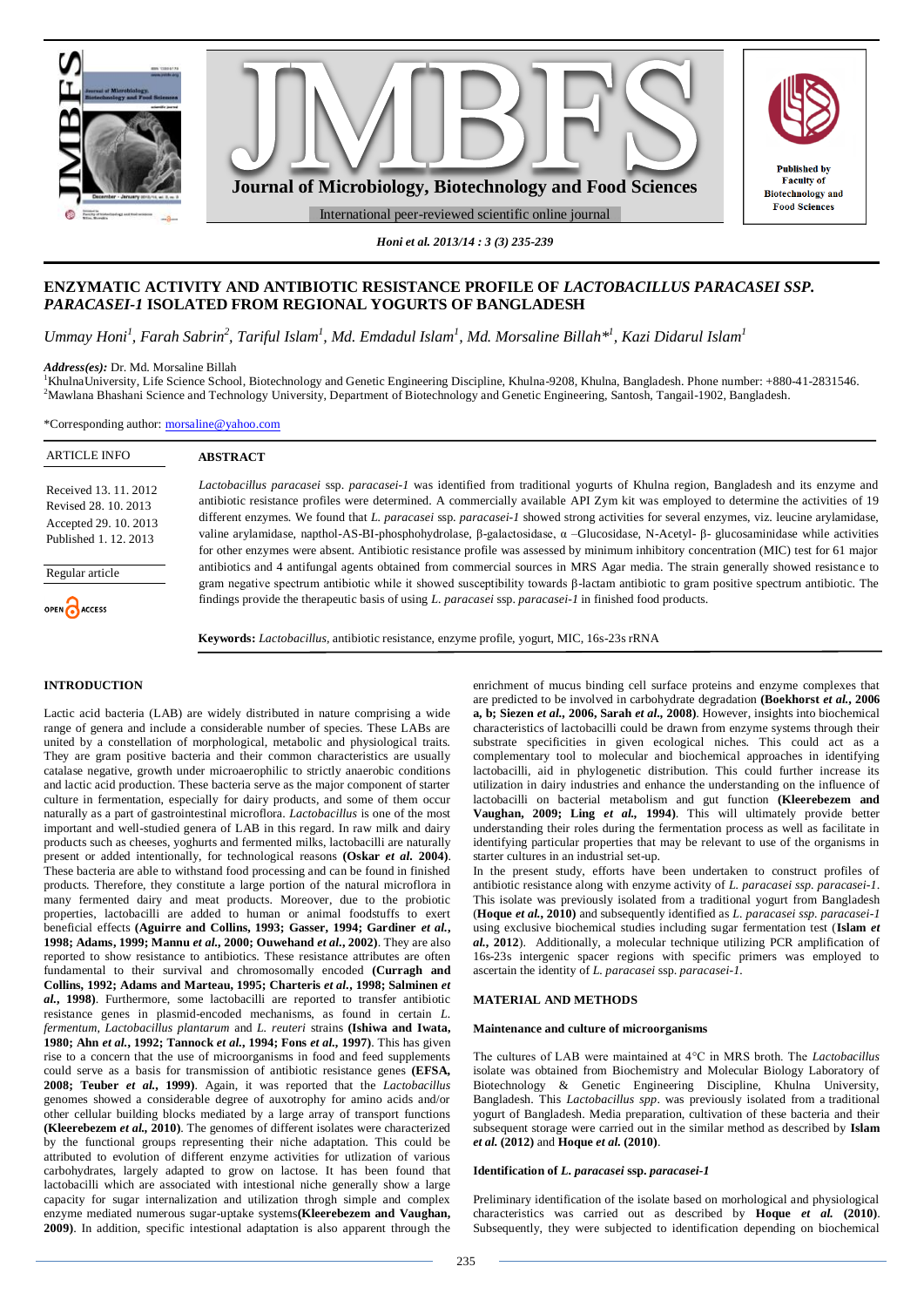# ENZYMATIC ACTIVITY AND ANTIBIOTIC RESISTANCE PROFILE OF *LACTOBACILLUS PARACASEI SSP. PARACASEI-1* ISOLATED FROM REGIONAL YOGURTS OF BANGLADESH

*Ummay Honi[1], Farah Sabrin[2], Tariful Islam[1], Md. Emdadul Islam[1], Md. Morsaline Billah*[1], Kazi Didarul Islam[1]*

***Address(es):*** Dr. Md. Morsaline Billah

[1]KhulnaUniversity, Life Science School, Biotechnology and Genetic Engineering Discipline, Khulna-9208, Khulna, Bangladesh. Phone number: +880-41-2831546.

[2]Mawlana Bhashani Science and Technology University, Department of Biotechnology and Genetic Engineering, Santosh, Tangail-1902, Bangladesh.

*Corresponding author: morsaline@yahoo.com

**ARTICLE INFO**

Received 13. 11. 2012
Revised 28. 10. 2013
Accepted 29. 10. 2013
Published 1. 12. 2013

Regular article

OPEN ACCESS

## ABSTRACT

*Lactobacillus paracasei* ssp. *paracasei-1* was identified from traditional yogurts of Khulna region, Bangladesh and its enzyme and antibiotic resistance profiles were determined. A commercially available API Zym kit was employed to determine the activities of 19 different enzymes. We found that *L. paracasei* ssp. *paracasei-1* showed strong activities for several enzymes, viz. leucine arylamidase, valine arylamidase, napthol-AS-BI-phosphohydrolase, β-galactosidase, α –Glucosidase, N-Acetyl- β- glucosaminidase while activities for other enzymes were absent. Antibiotic resistance profile was assessed by minimum inhibitory concentration (MIC) test for 61 major antibiotics and 4 antifungal agents obtained from commercial sources in MRS Agar media. The strain generally showed resistance to gram negative spectrum antibiotic while it showed susceptibility towards β-lactam antibiotic to gram positive spectrum antibiotic. The findings provide the therapeutic basis of using *L. paracasei* ssp. *paracasei-1* in finished food products.

**Keywords:** *Lactobacillus*, antibiotic resistance, enzyme profile, yogurt, MIC, 16s-23s rRNA

## INTRODUCTION

Lactic acid bacteria (LAB) are widely distributed in nature comprising a wide range of genera and include a considerable number of species. These LABs are united by a constellation of morphological, metabolic and physiological traits. They are gram positive bacteria and their common characteristics are usually catalase negative, growth under microaerophilic to strictly anaerobic conditions and lactic acid production. These bacteria serve as the major component of starter culture in fermentation, especially for dairy products, and some of them occur naturally as a part of gastrointestinal microflora. *Lactobacillus* is one of the most important and well-studied genera of LAB in this regard. In raw milk and dairy products such as cheeses, yoghurts and fermented milks, lactobacilli are naturally present or added intentionally, for technological reasons **(Oskar *et al.* 2004)**. These bacteria are able to withstand food processing and can be found in finished products. Therefore, they constitute a large portion of the natural microflora in many fermented dairy and meat products. Moreover, due to the probiotic properties, lactobacilli are added to human or animal foodstuffs to exert beneficial effects **(Aguirre and Collins, 1993; Gasser, 1994; Gardiner *et al.*, 1998; Adams, 1999; Mannu *et al.*, 2000; Ouwehand *et al.*, 2002)**. They are also reported to show resistance to antibiotics. These resistance attributes are often fundamental to their survival and chromosomally encoded **(Curragh and Collins, 1992; Adams and Marteau, 1995; Charteris *et al.*, 1998; Salminen *et al.*, 1998)**. Furthermore, some lactobacilli are reported to transfer antibiotic resistance genes in plasmid-encoded mechanisms, as found in certain *L. fermentum*, *Lactobacillus plantarum* and *L. reuteri* strains **(Ishiwa and Iwata, 1980; Ahn *et al.*, 1992; Tannock *et al.*, 1994; Fons *et al.*, 1997)**. This has given rise to a concern that the use of microorganisms in food and feed supplements could serve as a basis for transmission of antibiotic resistance genes **(EFSA, 2008; Teuber *et al.*, 1999)**. Again, it was reported that the *Lactobacillus* genomes showed a considerable degree of auxotrophy for amino acids and/or other cellular building blocks mediated by a large array of transport functions **(Kleerebezem *et al.*, 2010)**. The genomes of different isolates were characterized by the functional groups representing their niche adaptation. This could be attributed to evolution of different enzyme activities for utilization of various carbohydrates, largely adapted to grow on lactose. It has been found that lactobacilli which are associated with intestinal niche generally show a large capacity for sugar internalization and utilization throgh simple and complex enzyme mediated numerous sugar-uptake systems**(Kleerebezem and Vaughan, 2009)**. In addition, specific intestinal adaptation is also apparent through the enrichment of mucus binding cell surface proteins and enzyme complexes that are predicted to be involved in carbohydrate degradation **(Boekhorst *et al.*, 2006 a, b; Siezen *et al.*, 2006, Sarah *et al.*, 2008)**. However, insights into biochemical characteristics of lactobacilli could be drawn from enzyme systems through their substrate specificities in given ecological niches. This could act as a complementary tool to molecular and biochemical approaches in identifying lactobacilli, aid in phylogenetic distribution. This could further increase its utilization in dairy industries and enhance the understanding on the influence of lactobacilli on bacterial metabolism and gut function **(Kleerebezem and Vaughan, 2009; Ling *et al.*, 1994)**. This will ultimately provide better understanding their roles during the fermentation process as well as facilitate in identifying particular properties that may be relevant to use of the organisms in starter cultures in an industrial set-up.

In the present study, efforts have been undertaken to construct profiles of antibiotic resistance along with enzyme activity of *L. paracasei ssp. paracasei-1*. This isolate was previously isolated from a traditional yogurt from Bangladesh **(Hoque *et al.*, 2010)** and subsequently identified as *L. paracasei ssp. paracasei-1* using exclusive biochemical studies including sugar fermentation test (**Islam *et al.*, 2012**). Additionally, a molecular technique utilizing PCR amplification of 16s-23s intergenic spacer regions with specific primers was employed to ascertain the identity of *L. paracasei* ssp. *paracasei-1*.

## MATERIAL AND METHODS

### Maintenance and culture of microorganisms

The cultures of LAB were maintained at 4°C in MRS broth. The *Lactobacillus* isolate was obtained from Biochemistry and Molecular Biology Laboratory of Biotechnology & Genetic Engineering Discipline, Khulna University, Bangladesh. This *Lactobacillus spp*. was previously isolated from a traditional yogurt of Bangladesh. Media preparation, cultivation of these bacteria and their subsequent storage were carried out in the similar method as described by **Islam *et al.* (2012)** and **Hoque *et al.* (2010)**.

### Identification of *L. paracasei* ssp. *paracasei-1*

Preliminary identification of the isolate based on morhological and physiological characteristics was carried out as described by **Hoque *et al.* (2010)**. Subsequently, they were subjected to identification depending on biochemical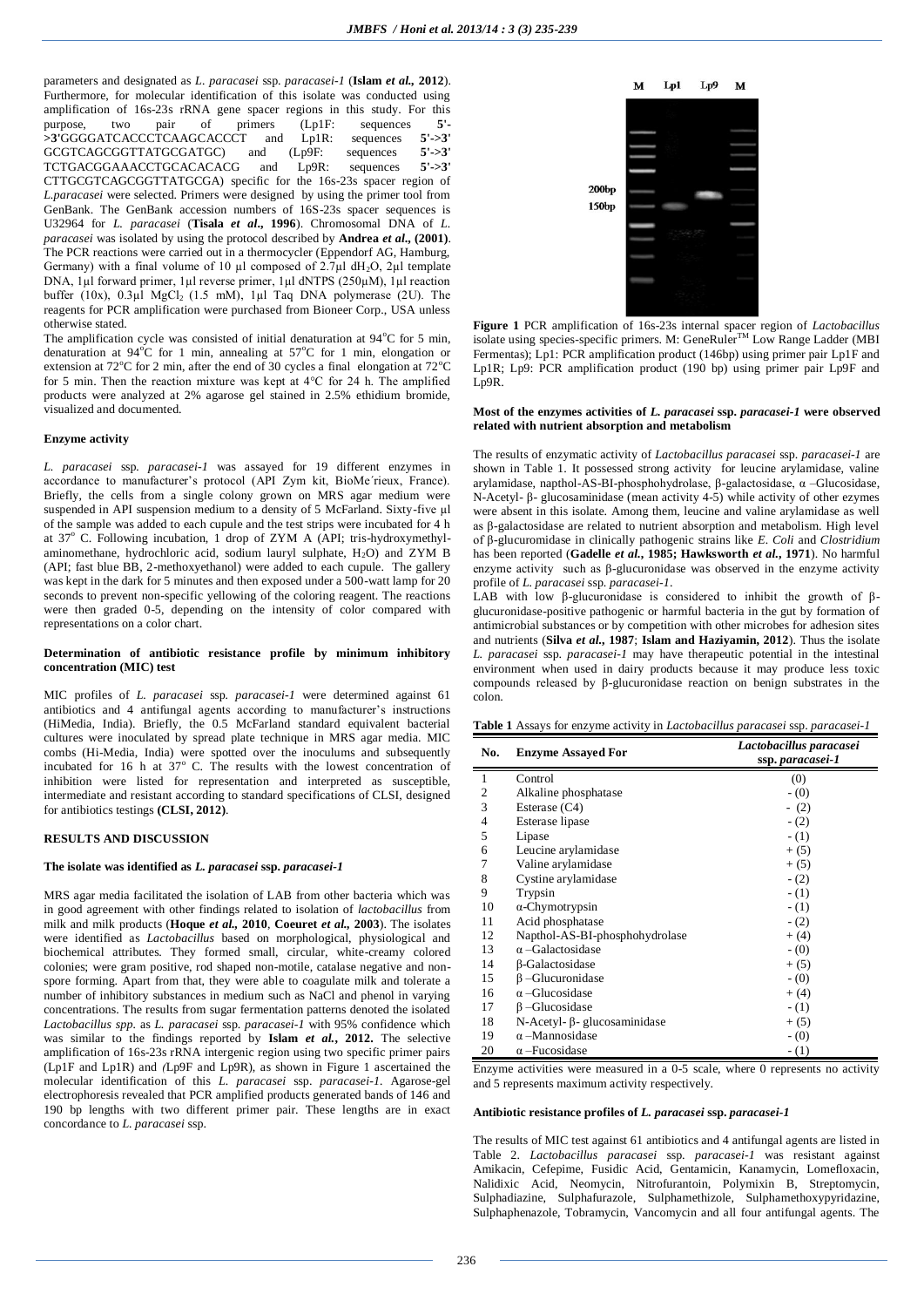parameters and designated as *L. paracasei* ssp. *paracasei-1* (**Islam *et al.*, 2012**). Furthermore, for molecular identification of this isolate was conducted using amplification of 16s-23s rRNA gene spacer regions in this study. For this purpose, two pair of primers (Lp1F: sequences **5'->3'**GGGGATCACCCTCAAGCACCCT and Lp1R: sequences **5'->3'** GCGTCAGCGGTTATGCGATGC) and (Lp9F: sequences **5'->3'** TCTGACGGAAACCTGCACACACG and Lp9R: sequences **5'->3'** CTTGCGTCAGCGGTTATGCGA) specific for the 16s-23s spacer region of *L.paracasei* were selected. Primers were designed by using the primer tool from GenBank. The GenBank accession numbers of 16S-23s spacer sequences is U32964 for *L. paracasei* (**Tisala *et al*., 1996**). Chromosomal DNA of *L. paracasei* was isolated by using the protocol described by **Andrea *et al*., (2001)**. The PCR reactions were carried out in a thermocycler (Eppendorf AG, Hamburg, Germany) with a final volume of 10 µl composed of 2.7µl $dH_2O$, 2µl template DNA, 1µl forward primer, 1µl reverse primer, 1µl dNTPS (250µM), 1µl reaction buffer (10x), 0.3µl $MgCl_2$ (1.5 mM), 1µl Taq DNA polymerase (2U). The reagents for PCR amplification were purchased from Bioneer Corp., USA unless otherwise stated.

The amplification cycle was consisted of initial denaturation at 94°C for 5 min, denaturation at 94°C for 1 min, annealing at 57°C for 1 min, elongation or extension at 72°C for 2 min, after the end of 30 cycles a final elongation at 72°C for 5 min. Then the reaction mixture was kept at 4°C for 24 h. The amplified products were analyzed at 2% agarose gel stained in 2.5% ethidium bromide, visualized and documented.

#### Enzyme activity

*L. paracasei* ssp. *paracasei-1* was assayed for 19 different enzymes in accordance to manufacturer's protocol (API Zym kit, BioMe´rieux, France). Briefly, the cells from a single colony grown on MRS agar medium were suspended in API suspension medium to a density of 5 McFarland. Sixty-five µl of the sample was added to each cupule and the test strips were incubated for 4 h at 37° C. Following incubation, 1 drop of ZYM A (API; tris-hydroxymethyl-aminomethane, hydrochloric acid, sodium lauryl sulphate, $H_2O$) and ZYM B (API; fast blue BB, 2-methoxyethanol) were added to each cupule. The gallery was kept in the dark for 5 minutes and then exposed under a 500-watt lamp for 20 seconds to prevent non-specific yellowing of the coloring reagent. The reactions were then graded 0-5, depending on the intensity of color compared with representations on a color chart.

#### Determination of antibiotic resistance profile by minimum inhibitory concentration (MIC) test

MIC profiles of *L. paracasei* ssp. *paracasei-1* were determined against 61 antibiotics and 4 antifungal agents according to manufacturer's instructions (HiMedia, India). Briefly, the 0.5 McFarland standard equivalent bacterial cultures were inoculated by spread plate technique in MRS agar media. MIC combs (Hi-Media, India) were spotted over the inoculums and subsequently incubated for 16 h at 37° C. The results with the lowest concentration of inhibition were listed for representation and interpreted as susceptible, intermediate and resistant according to standard specifications of CLSI, designed for antibiotics testings **(CLSI, 2012)**.

## RESULTS AND DISCUSSION

#### The isolate was identified as *L. paracasei* ssp. *paracasei-1*

MRS agar media facilitated the isolation of LAB from other bacteria which was in good agreement with other findings related to isolation of *lactobacillus* from milk and milk products (**Hoque *et al*., 2010**, **Coeuret *et al.*, 2003**). The isolates were identified as *Lactobacillus* based on morphological, physiological and biochemical attributes. They formed small, circular, white-creamy colored colonies; were gram positive, rod shaped non-motile, catalase negative and non-spore forming. Apart from that, they were able to coagulate milk and tolerate a number of inhibitory substances in medium such as NaCl and phenol in varying concentrations. The results from sugar fermentation patterns denoted the isolated *Lactobacillus spp.* as *L. paracasei* ssp. *paracasei-1* with 95% confidence which was similar to the findings reported by **Islam *et al.*, 2012.** The selective amplification of 16s-23s rRNA intergenic region using two specific primer pairs (Lp1F and Lp1R) and *(*Lp9F and Lp9R), as shown in Figure 1 ascertained the molecular identification of this *L. paracasei* ssp. *paracasei-1.* Agarose-gel electrophoresis revealed that PCR amplified products generated bands of 146 and 190 bp lengths with two different primer pairs. These lengths are in exact concordance to *L. paracasei* ssp.

**Figure 1** PCR amplification of 16s-23s internal spacer region of *Lactobacillus* isolate using species-specific primers. M: GeneRuler™ Low Range Ladder (MBI Fermentas); Lp1: PCR amplification product (146bp) using primer pair Lp1F and Lp1R; Lp9: PCR amplification product (190 bp) using primer pair Lp9F and Lp9R.

#### Most of the enzymes activities of *L. paracasei* ssp. *paracasei-1* were observed related with nutrient absorption and metabolism

The results of enzymatic activity of *Lactobacillus paracasei* ssp. *paracasei-1* are shown in Table 1. It possessed strong activity for leucine arylamidase, valine arylamidase, napthol-AS-BI-phosphohydrolase, β-galactosidase, α –Glucosidase, N-Acetyl- β- glucosaminidase (mean activity 4-5) while activity of other enzymes were absent in this isolate. Among them, leucine and valine arylamidase as well as β-galactosidase are related to nutrient absorption and metabolism. High level of β-glucuromidase in clinically pathogenic strains like *E. Coli* and *Clostridium* has been reported (**Gadelle *et al.*, 1985; Hawksworth *et al.*, 1971**). No harmful enzyme activity such as β-glucuronidase was observed in the enzyme activity profile of *L. paracasei* ssp. *paracasei-1*.

LAB with low β-glucuronidase is considered to inhibit the growth of β-glucuronidase-positive pathogenic or harmful bacteria in the gut by formation of antimicrobial substances or by competition with other microbes for adhesion sites and nutrients (**Silva *et al.*, 1987**; **Islam and Haziyamin, 2012**). Thus the isolate *L. paracasei* ssp. *paracasei-1* may have therapeutic potential in the intestinal environment when used in dairy products because it may produce less toxic compounds released by β-glucuronidase reaction on benign substrates in the colon.

**Table 1** Assays for enzyme activity in *Lactobacillus paracasei* ssp. *paracasei-1*

| No. | Enzyme Assayed For | *Lactobacillus paracasei* ssp. *paracasei-1* |
|---|---|---|
| 1 | Control | (0) |
| 2 | Alkaline phosphatase | - (0) |
| 3 | Esterase (C4) | - (2) |
| 4 | Esterase lipase | - (2) |
| 5 | Lipase | - (1) |
| 6 | Leucine arylamidase | + (5) |
| 7 | Valine arylamidase | + (5) |
| 8 | Cystine arylamidase | - (2) |
| 9 | Trypsin | - (1) |
| 10 | α-Chymotrypsin | - (1) |
| 11 | Acid phosphatase | - (2) |
| 12 | Napthol-AS-BI-phosphohydrolase | + (4) |
| 13 | α –Galactosidase | - (0) |
| 14 | β-Galactosidase | + (5) |
| 15 | β –Glucuronidase | - (0) |
| 16 | α –Glucosidase | + (4) |
| 17 | β –Glucosidase | - (1) |
| 18 | N-Acetyl- β- glucosaminidase | + (5) |
| 19 | α –Mannosidase | - (0) |
| 20 | α –Fucosidase | - (1) |

Enzyme activities were measured in a 0-5 scale, where 0 represents no activity and 5 represents maximum activity respectively.

#### Antibiotic resistance profiles of *L. paracasei* ssp. *paracasei-1*

The results of MIC test against 61 antibiotics and 4 antifungal agents are listed in Table 2. *Lactobacillus paracasei* ssp. *paracasei-1* was resistant against Amikacin, Cefepime, Fusidic Acid, Gentamicin, Kanamycin, Lomefloxacin, Nalidixic Acid, Neomycin, Nitrofurantoin, Polymixin B, Streptomycin, Sulphadiazine, Sulphafurazole, Sulphamethizole, Sulphamethoxypyridazine, Sulphaphenazole, Tobramycin, Vancomycin and all four antifungal agents. The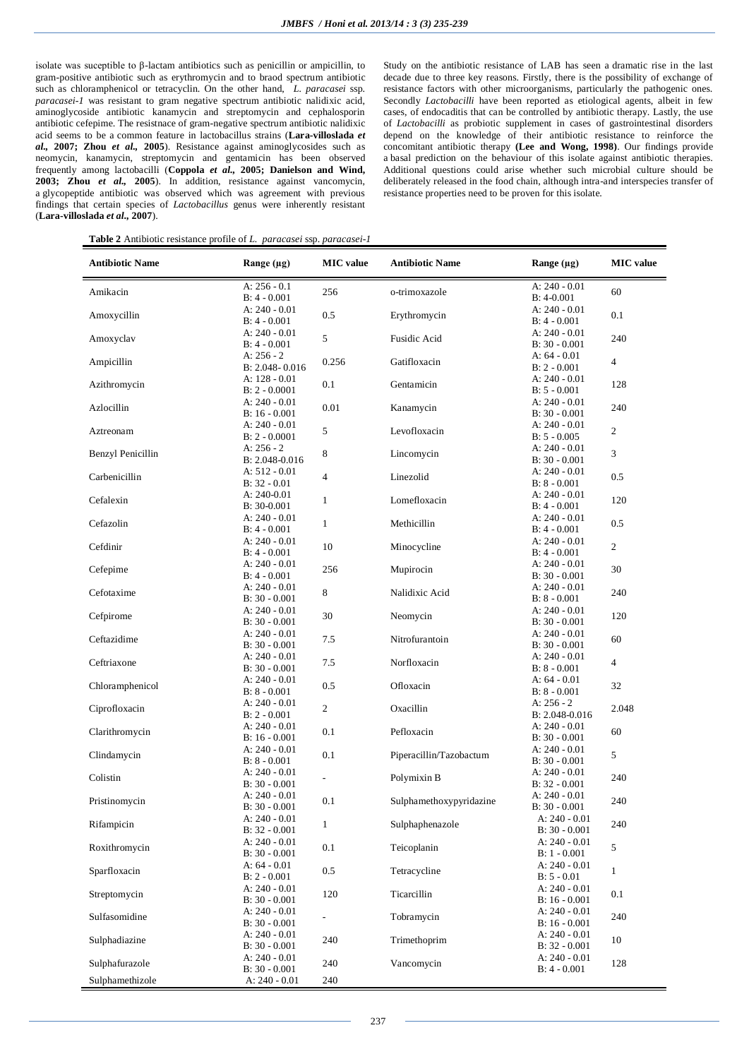isolate was suceptible to β-lactam antibiotics such as penicillin or ampicillin, to gram-positive antibiotic such as erythromycin and to braod spectrum antibiotic such as chloramphenicol or tetracyclin. On the other hand, *L. paracasei* ssp. *paracasei-1* was resistant to gram negative spectrum antibiotic nalidixic acid, aminoglycoside antibiotic kanamycin and streptomycin and cephalosporin antibiotic cefepime. The resistnace of gram-negative spectrum antibiotic nalidixic acid seems to be a common feature in lactobacillus strains (**Lara-villoslada *et al.*, 2007; Zhou *et al.*, 2005**). Resistance against aminoglycosides such as neomycin, kanamycin, streptomycin and gentamicin has been observed frequently among lactobacilli (**Coppola *et al.*, 2005; Danielson and Wind, 2003; Zhou *et al.*, 2005**). In addition, resistance against vancomycin, a glycopeptide antibiotic was observed which was agreement with previous findings that certain species of *Lactobacillus* genus were inherently resistant (**Lara-villoslada *et al.*, 2007**).

Study on the antibiotic resistance of LAB has seen a dramatic rise in the last decade due to three key reasons. Firstly, there is the possibility of exchange of resistance factors with other microorganisms, particularly the pathogenic ones. Secondly *Lactobacilli* have been reported as etiological agents, albeit in few cases, of endocaditis that can be controlled by antibiotic therapy. Lastly, the use of *Lactobacilli* as probiotic supplement in cases of gastrointestinal disorders depend on the knowledge of their antibiotic resistance to reinforce the concomitant antibiotic therapy **(Lee and Wong, 1998)**. Our findings provide a basal prediction on the behaviour of this isolate against antibiotic therapies. Additional questions could arise whether such microbial culture should be deliberately released in the food chain, although intra-and interspecies transfer of resistance properties need to be proven for this isolate.

**Table 2** Antibiotic resistance profile of *L. paracasei* ssp. *paracasei-1*

| Antibiotic Name | Range (µg) | MIC value | Antibiotic Name | Range (µg) | MIC value |
|---|---|---|---|---|---|
| Amikacin | A: 256 - 0.1<br>B: 4 - 0.001 | 256 | o-trimoxazole | A: 240 - 0.01<br>B: 4-0.001 | 60 |
| Amoxycillin | A: 240 - 0.01<br>B: 4 - 0.001 | 0.5 | Erythromycin | A: 240 - 0.01<br>B: 4 - 0.001 | 0.1 |
| Amoxyclav | A: 240 - 0.01<br>B: 4 - 0.001 | 5 | Fusidic Acid | A: 240 - 0.01<br>B: 30 - 0.001 | 240 |
| Ampicillin | A: 256 - 2<br>B: 2.048- 0.016 | 0.256 | Gatifloxacin | A: 64 - 0.01<br>B: 2 - 0.001 | 4 |
| Azithromycin | A: 128 - 0.01<br>B: 2 - 0.0001 | 0.1 | Gentamicin | A: 240 - 0.01<br>B: 5 - 0.001 | 128 |
| Azlocillin | A: 240 - 0.01<br>B: 16 - 0.001 | 0.01 | Kanamycin | A: 240 - 0.01<br>B: 30 - 0.001 | 240 |
| Aztreonam | A: 240 - 0.01<br>B: 2 - 0.0001 | 5 | Levofloxacin | A: 240 - 0.01<br>B: 5 - 0.005 | 2 |
| Benzyl Penicillin | A: 256 - 2<br>B: 2.048-0.016 | 8 | Lincomycin | A: 240 - 0.01<br>B: 30 - 0.001 | 3 |
| Carbenicillin | A: 512 - 0.01<br>B: 32 - 0.01 | 4 | Linezolid | A: 240 - 0.01<br>B: 8 - 0.001 | 0.5 |
| Cefalexin | A: 240-0.01<br>B: 30-0.001 | 1 | Lomefloxacin | A: 240 - 0.01<br>B: 4 - 0.001 | 120 |
| Cefazolin | A: 240 - 0.01<br>B: 4 - 0.001 | 1 | Methicillin | A: 240 - 0.01<br>B: 4 - 0.001 | 0.5 |
| Cefdinir | A: 240 - 0.01<br>B: 4 - 0.001 | 10 | Minocycline | A: 240 - 0.01<br>B: 4 - 0.001 | 2 |
| Cefepime | A: 240 - 0.01<br>B: 4 - 0.001 | 256 | Mupirocin | A: 240 - 0.01<br>B: 30 - 0.001 | 30 |
| Cefotaxime | A: 240 - 0.01<br>B: 30 - 0.001 | 8 | Nalidixic Acid | A: 240 - 0.01<br>B: 8 - 0.001 | 240 |
| Cefpirome | A: 240 - 0.01<br>B: 30 - 0.001 | 30 | Neomycin | A: 240 - 0.01<br>B: 30 - 0.001 | 120 |
| Ceftazidime | A: 240 - 0.01<br>B: 30 - 0.001 | 7.5 | Nitrofurantoin | A: 240 - 0.01<br>B: 30 - 0.001 | 60 |
| Ceftriaxone | A: 240 - 0.01<br>B: 30 - 0.001 | 7.5 | Norfloxacin | A: 240 - 0.01<br>B: 8 - 0.001 | 4 |
| Chloramphenicol | A: 240 - 0.01<br>B: 8 - 0.001 | 0.5 | Ofloxacin | A: 64 - 0.01<br>B: 8 - 0.001 | 32 |
| Ciprofloxacin | A: 240 - 0.01<br>B: 2 - 0.001 | 2 | Oxacillin | A: 256 - 2<br>B: 2.048-0.016 | 2.048 |
| Clarithromycin | A: 240 - 0.01<br>B: 16 - 0.001 | 0.1 | Pefloxacin | A: 240 - 0.01<br>B: 30 - 0.001 | 60 |
| Clindamycin | A: 240 - 0.01<br>B: 8 - 0.001 | 0.1 | Piperacillin/Tazobactum | A: 240 - 0.01<br>B: 30 - 0.001 | 5 |
| Colistin | A: 240 - 0.01<br>B: 30 - 0.001 | - | Polymixin B | A: 240 - 0.01<br>B: 32 - 0.001 | 240 |
| Pristinomycin | A: 240 - 0.01<br>B: 30 - 0.001 | 0.1 | Sulphamethoxypyridazine | A: 240 - 0.01<br>B: 30 - 0.001 | 240 |
| Rifampicin | A: 240 - 0.01<br>B: 32 - 0.001 | 1 | Sulphaphenazole | A: 240 - 0.01<br>B: 30 - 0.001 | 240 |
| Roxithromycin | A: 240 - 0.01<br>B: 30 - 0.001 | 0.1 | Teicoplanin | A: 240 - 0.01<br>B: 1 - 0.001 | 5 |
| Sparfloxacin | A: 64 - 0.01<br>B: 2 - 0.001 | 0.5 | Tetracycline | A: 240 - 0.01<br>B: 5 - 0.01 | 1 |
| Streptomycin | A: 240 - 0.01<br>B: 30 - 0.001 | 120 | Ticarcillin | A: 240 - 0.01<br>B: 16 - 0.001 | 0.1 |
| Sulfasomidine | A: 240 - 0.01<br>B: 30 - 0.001 | - | Tobramycin | A: 240 - 0.01<br>B: 16 - 0.001 | 240 |
| Sulphadiazine | A: 240 - 0.01<br>B: 30 - 0.001 | 240 | Trimethoprim | A: 240 - 0.01<br>B: 32 - 0.001 | 10 |
| Sulphafurazole | A: 240 - 0.01<br>B: 30 - 0.001 | 240 | Vancomycin | A: 240 - 0.01<br>B: 4 - 0.001 | 128 |
| Sulphamethizole | A: 240 - 0.01 | 240 | | | |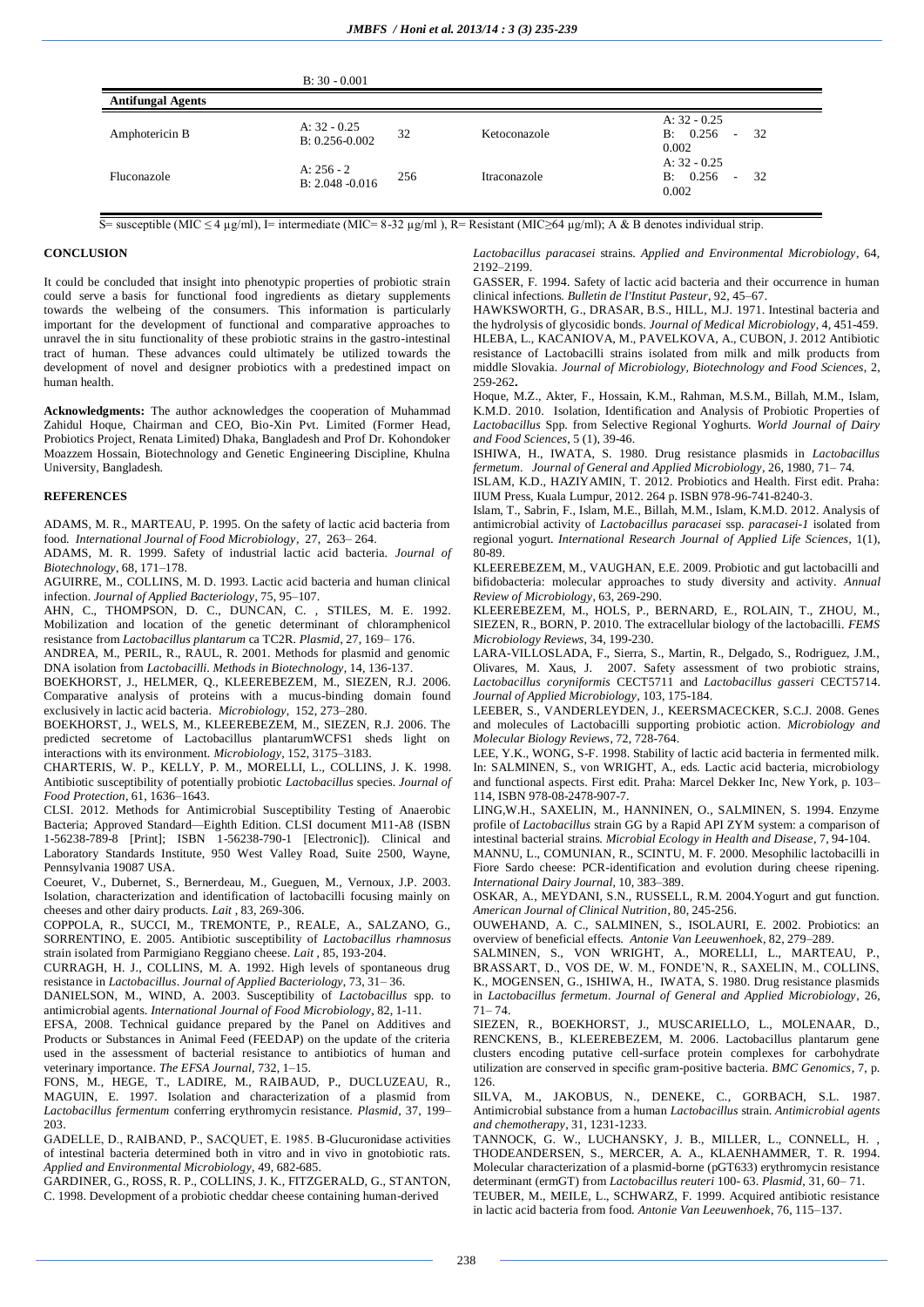| | B: 30 - 0.001 | | | | |
|---|---|---|---|---|---|
| **Antifungal Agents** | | | | | |
| Amphotericin B | A: 32 - 0.25<br>B: 0.256-0.002 | 32 | Ketoconazole | A: 32 - 0.25<br>B: 0.256 - 0.002 | 32 |
| Fluconazole | A: 256 - 2<br>B: 2.048 -0.016 | 256 | Itraconazole | A: 32 - 0.25<br>B: 0.256 - 0.002 | 32 |

S= susceptible (MIC ≤ 4 µg/ml), I= intermediate (MIC= 8-32 µg/ml ), R= Resistant (MIC≥64 µg/ml); A & B denotes individual strip.

## CONCLUSION

It could be concluded that insight into phenotypic properties of probiotic strain could serve a basis for functional food ingredients as dietary supplements towards the welbeing of the consumers. This information is particularly important for the development of functional and comparative approaches to unravel the in situ functionality of these probiotic strains in the gastro-intestinal tract of human. These advances could ultimately be utilized towards the development of novel and designer probiotics with a predestined impact on human health.

**Acknowledgments:** The author acknowledges the cooperation of Muhammad Zahidul Hoque, Chairman and CEO, Bio-Xin Pvt. Limited (Former Head, Probiotics Project, Renata Limited) Dhaka, Bangladesh and Prof Dr. Kohondoker Moazzem Hossain, Biotechnology and Genetic Engineering Discipline, Khulna University, Bangladesh.

## REFERENCES

ADAMS, M. R., MARTEAU, P. 1995. On the safety of lactic acid bacteria from food. *International Journal of Food Microbiology*, 27, 263– 264.

ADAMS, M. R. 1999. Safety of industrial lactic acid bacteria. *Journal of Biotechnology*, 68, 171–178.

AGUIRRE, M., COLLINS, M. D. 1993. Lactic acid bacteria and human clinical infection. *Journal of Applied Bacteriology*, 75, 95–107.

AHN, C., THOMPSON, D. C., DUNCAN, C. , STILES, M. E. 1992. Mobilization and location of the genetic determinant of chloramphenicol resistance from *Lactobacillus plantarum* ca TC2R. *Plasmid*, 27, 169– 176.

ANDREA, M., PERIL, R., RAUL, R. 2001. Methods for plasmid and genomic DNA isolation from *Lactobacilli*. *Methods in Biotechnology*, 14, 136-137.

BOEKHORST, J., HELMER, Q., KLEEREBEZEM, M., SIEZEN, R.J. 2006. Comparative analysis of proteins with a mucus-binding domain found exclusively in lactic acid bacteria. *Microbiology*, 152, 273–280.

BOEKHORST, J., WELS, M., KLEEREBEZEM, M., SIEZEN, R.J. 2006. The predicted secretome of Lactobacillus plantarumWCFS1 sheds light on interactions with its environment. *Microbiology*, 152, 3175–3183.

CHARTERIS, W. P., KELLY, P. M., MORELLI, L., COLLINS, J. K. 1998. Antibiotic susceptibility of potentially probiotic *Lactobacillus* species. *Journal of Food Protection*, 61, 1636–1643.

CLSI. 2012. Methods for Antimicrobial Susceptibility Testing of Anaerobic Bacteria; Approved Standard—Eighth Edition. CLSI document M11-A8 (ISBN 1-56238-789-8 [Print]; ISBN 1-56238-790-1 [Electronic]). Clinical and Laboratory Standards Institute, 950 West Valley Road, Suite 2500, Wayne, Pennsylvania 19087 USA.

Coeuret, V., Dubernet, S., Bernerdeau, M., Gueguen, M., Vernoux, J.P. 2003. Isolation, characterization and identification of lactobacilli focusing mainly on cheeses and other dairy products. *Lait* , 83, 269-306.

COPPOLA, R., SUCCI, M., TREMONTE, P., REALE, A., SALZANO, G., SORRENTINO, E. 2005. Antibiotic susceptibility of *Lactobacillus rhamnosus* strain isolated from Parmigiano Reggiano cheese. *Lait* , 85, 193-204.

CURRAGH, H. J., COLLINS, M. A. 1992. High levels of spontaneous drug resistance in *Lactobacillus*. *Journal of Applied Bacteriology*, 73, 31– 36.

DANIELSON, M., WIND, A. 2003. Susceptibility of *Lactobacillus* spp. to antimicrobial agents. *International Journal of Food Microbiology*, 82, 1-11.

EFSA, 2008. Technical guidance prepared by the Panel on Additives and Products or Substances in Animal Feed (FEEDAP) on the update of the criteria used in the assessment of bacterial resistance to antibiotics of human and veterinary importance. *The EFSA Journal*, 732, 1–15.

FONS, M., HEGE, T., LADIRE, M., RAIBAUD, P., DUCLUZEAU, R., MAGUIN, E. 1997. Isolation and characterization of a plasmid from *Lactobacillus fermentum* conferring erythromycin resistance. *Plasmid*, 37, 199–203.

GADELLE, D., RAIBAND, P., SACQUET, E. 1985. B-Glucuronidase activities of intestinal bacteria determined both in vitro and in vivo in gnotobiotic rats. *Applied and Environmental Microbiology*, 49, 682-685.

GARDINER, G., ROSS, R. P., COLLINS, J. K., FITZGERALD, G., STANTON, C. 1998. Development of a probiotic cheddar cheese containing human-derived *Lactobacillus paracasei* strains. *Applied and Environmental Microbiology*, 64, 2192–2199.

GASSER, F. 1994. Safety of lactic acid bacteria and their occurrence in human clinical infections. *Bulletin de l'Institut Pasteur*, 92, 45–67.

HAWKSWORTH, G., DRASAR, B.S., HILL, M.J. 1971. Intestinal bacteria and the hydrolysis of glycosidic bonds. *Journal of Medical Microbiology*, 4, 451-459.

HLEBA, L., KACANIOVA, M., PAVELKOVA, A., CUBON, J. 2012 Antibiotic resistance of Lactobacilli strains isolated from milk and milk products from middle Slovakia. *Journal of Microbiology, Biotechnology and Food Sciences*, 2, 259-262**.**

Hoque, M.Z., Akter, F., Hossain, K.M., Rahman, M.S.M., Billah, M.M., Islam, K.M.D. 2010. Isolation, Identification and Analysis of Probiotic Properties of *Lactobacillus* Spp. from Selective Regional Yoghurts. *World Journal of Dairy and Food Sciences*, 5 (1), 39-46.

ISHIWA, H., IWATA, S. 1980. Drug resistance plasmids in *Lactobacillus fermetum*. *Journal of General and Applied Microbiology*, 26, 1980, 71– 74.

ISLAM, K.D., HAZIYAMIN, T. 2012. Probiotics and Health. First edit. Praha: IIUM Press, Kuala Lumpur, 2012. 264 p. ISBN 978-96-741-8240-3.

Islam, T., Sabrin, F., Islam, M.E., Billah, M.M., Islam, K.M.D. 2012. Analysis of antimicrobial activity of *Lactobacillus paracasei* ssp. *paracasei-1* isolated from regional yogurt. *International Research Journal of Applied Life Sciences*, 1(1), 80-89.

KLEEREBEZEM, M., VAUGHAN, E.E. 2009. Probiotic and gut lactobacilli and bifidobacteria: molecular approaches to study diversity and activity. *Annual Review of Microbiology*, 63, 269-290.

KLEEREBEZEM, M., HOLS, P., BERNARD, E., ROLAIN, T., ZHOU, M., SIEZEN, R., BORN, P. 2010. The extracellular biology of the lactobacilli. *FEMS Microbiology Reviews*, 34, 199-230.

LARA-VILLOSLADA, F., Sierra, S., Martin, R., Delgado, S., Rodriguez, J.M., Olivares, M. Xaus, J. 2007. Safety assessment of two probiotic strains, *Lactobacillus coryniformis* CECT5711 and *Lactobacillus gasseri* CECT5714. *Journal of Applied Microbiology*, 103, 175-184.

LEEBER, S., VANDERLEYDEN, J., KEERSMACECKER, S.C.J. 2008. Genes and molecules of Lactobacilli supporting probiotic action. *Microbiology and Molecular Biology Reviews*, 72, 728-764.

LEE, Y.K., WONG, S-F. 1998. Stability of lactic acid bacteria in fermented milk. In: SALMINEN, S., von WRIGHT, A., eds. Lactic acid bacteria, microbiology and functional aspects. First edit. Praha: Marcel Dekker Inc, New York, p. 103–114, ISBN 978-08-2478-907-7.

LING,W.H., SAXELIN, M., HANNINEN, O., SALMINEN, S. 1994. Enzyme profile of *Lactobacillus* strain GG by a Rapid API ZYM system: a comparison of intestinal bacterial strains. *Microbial Ecology in Health and Disease*, 7, 94-104.

MANNU, L., COMUNIAN, R., SCINTU, M. F. 2000. Mesophilic lactobacilli in Fiore Sardo cheese: PCR-identification and evolution during cheese ripening. *International Dairy Journal*, 10, 383–389.

OSKAR, A., MEYDANI, S.N., RUSSELL, R.M. 2004.Yogurt and gut function. *American Journal of Clinical Nutrition*, 80, 245-256.

OUWEHAND, A. C., SALMINEN, S., ISOLAURI, E. 2002. Probiotics: an overview of beneficial effects. *Antonie Van Leeuwenhoek*, 82, 279–289.

SALMINEN, S., VON WRIGHT, A., MORELLI, L., MARTEAU, P., BRASSART, D., VOS DE, W. M., FONDE'N, R., SAXELIN, M., COLLINS, K., MOGENSEN, G., ISHIWA, H., IWATA, S. 1980. Drug resistance plasmids in *Lactobacillus fermetum*. *Journal of General and Applied Microbiology*, 26, 71– 74.

SIEZEN, R., BOEKHORST, J., MUSCARIELLO, L., MOLENAAR, D., RENCKENS, B., KLEEREBEZEM, M. 2006. Lactobacillus plantarum gene clusters encoding putative cell-surface protein complexes for carbohydrate utilization are conserved in specific gram-positive bacteria. *BMC Genomics*, 7, p. 126.

SILVA, M., JAKOBUS, N., DENEKE, C., GORBACH, S.L. 1987. Antimicrobial substance from a human *Lactobacillus* strain. *Antimicrobial agents and chemotherapy*, 31, 1231-1233.

TANNOCK, G. W., LUCHANSKY, J. B., MILLER, L., CONNELL, H. , THODEANDERSEN, S., MERCER, A. A., KLAENHAMMER, T. R. 1994. Molecular characterization of a plasmid-borne (pGT633) erythromycin resistance determinant (ermGT) from *Lactobacillus reuteri* 100- 63. *Plasmid*, 31, 60– 71.

TEUBER, M., MEILE, L., SCHWARZ, F. 1999. Acquired antibiotic resistance in lactic acid bacteria from food. *Antonie Van Leeuwenhoek*, 76, 115–137.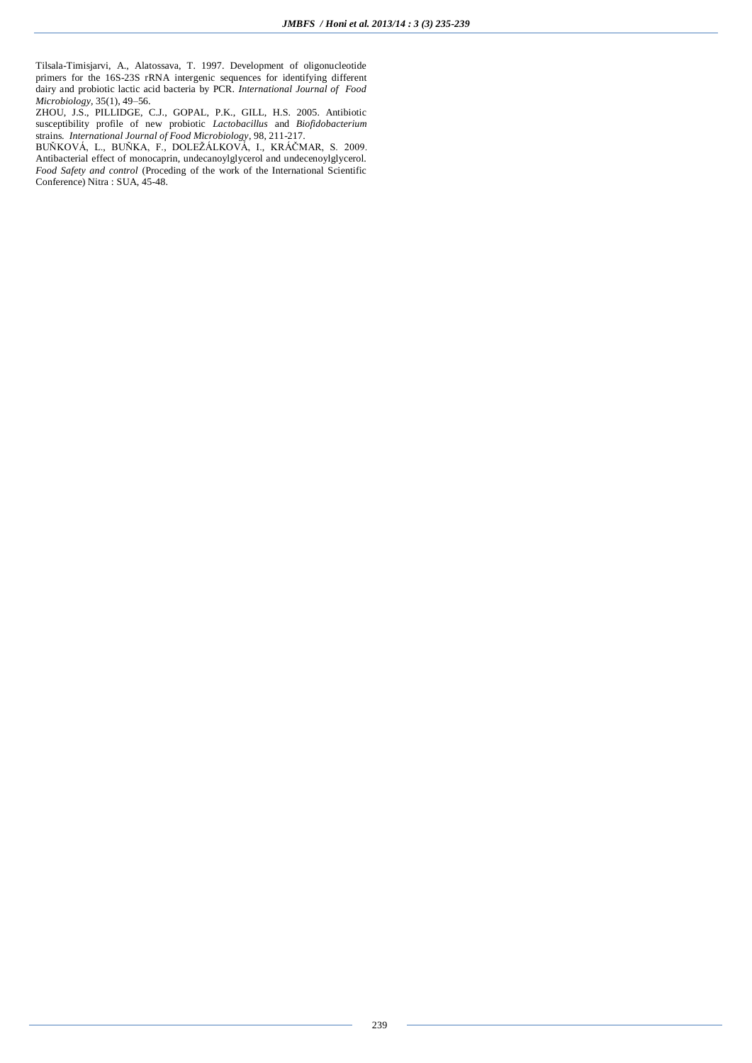Tilsala-Timisjarvi, A., Alatossava, T. 1997. Development of oligonucleotide primers for the 16S-23S rRNA intergenic sequences for identifying different dairy and probiotic lactic acid bacteria by PCR. *International Journal of Food Microbiology*, 35(1), 49–56.

ZHOU, J.S., PILLIDGE, C.J., GOPAL, P.K., GILL, H.S. 2005. Antibiotic susceptibility profile of new probiotic *Lactobacillus* and *Biofidobacterium* strains. *International Journal of Food Microbiology*, 98, 211-217.

BUŇKOVÁ, L., BUŇKA, F., DOLEŽÁLKOVÁ, I., KRÁČMAR, S. 2009. Antibacterial effect of monocaprin, undecanoylglycerol and undecenoylglycerol. *Food Safety and control* (Proceding of the work of the International Scientific Conference) Nitra : SUA, 45-48.